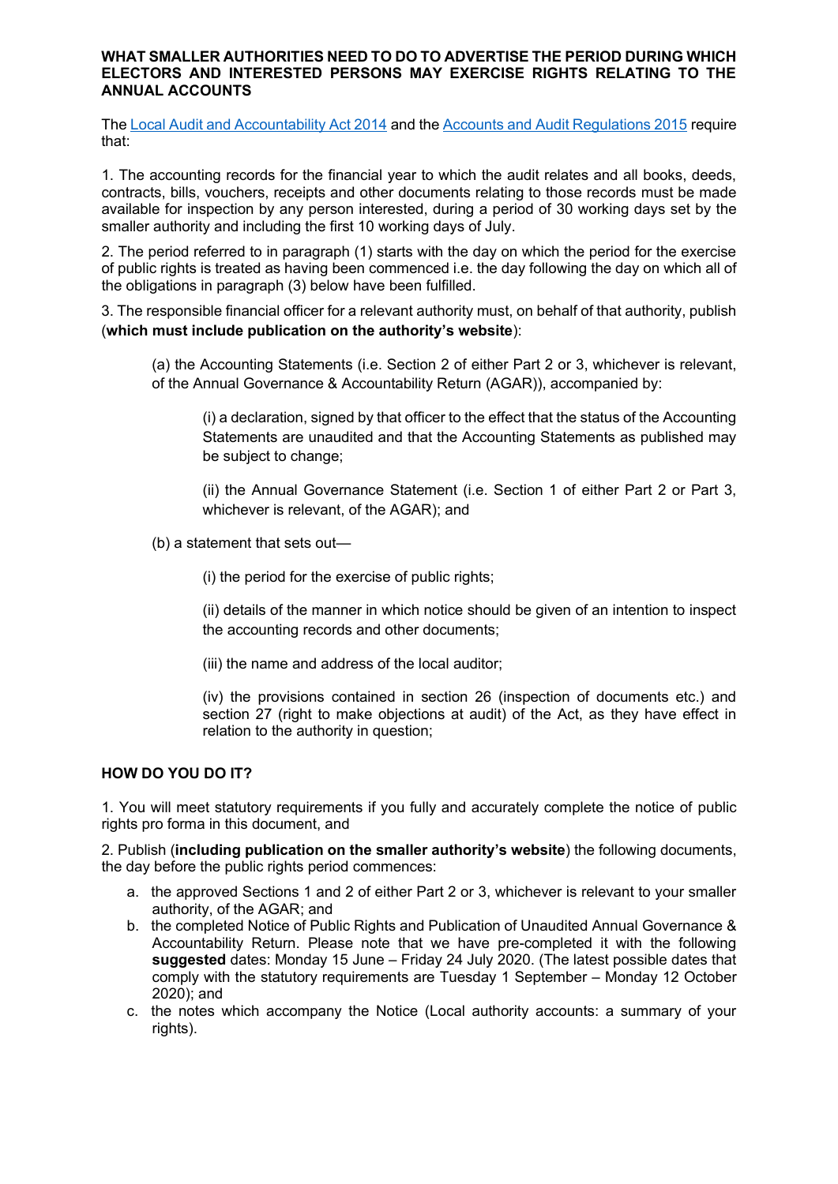**WHAT SMALLER AUTHORITIES NEED TO DO TO ADVERTISE THE PERIOD DURING WHICH ELECTORS AND INTERESTED PERSONS MAY EXERCISE RIGHTS RELATING TO THE ANNUAL ACCOUNTS**

The Local Audit and Accountability Act 2014 and the Accounts and Audit Regulations 2015 require that:

1. The accounting records for the financial year to which the audit relates and all books, deeds, contracts, bills, vouchers, receipts and other documents relating to those records must be made available for inspection by any person interested, during a period of 30 working days set by the smaller authority and including the first 10 working days of July.

2. The period referred to in paragraph (1) starts with the day on which the period for the exercise of public rights is treated as having been commenced i.e. the day following the day on which all of the obligations in paragraph (3) below have been fulfilled.

3. The responsible financial officer for a relevant authority must, on behalf of that authority, publish (**which must include publication on the authority's website**):

> (a) the Accounting Statements (i.e. Section 2 of either Part 2 or 3, whichever is relevant, of the Annual Governance & Accountability Return (AGAR)), accompanied by:
>
> > (i) a declaration, signed by that officer to the effect that the status of the Accounting Statements are unaudited and that the Accounting Statements as published may be subject to change;
> >
> > (ii) the Annual Governance Statement (i.e. Section 1 of either Part 2 or Part 3, whichever is relevant, of the AGAR); and
>
> (b) a statement that sets out—
>
> > (i) the period for the exercise of public rights;
> >
> > (ii) details of the manner in which notice should be given of an intention to inspect the accounting records and other documents;
> >
> > (iii) the name and address of the local auditor;
> >
> > (iv) the provisions contained in section 26 (inspection of documents etc.) and section 27 (right to make objections at audit) of the Act, as they have effect in relation to the authority in question;

**HOW DO YOU DO IT?**

1. You will meet statutory requirements if you fully and accurately complete the notice of public rights pro forma in this document, and

2. Publish (**including publication on the smaller authority's website**) the following documents, the day before the public rights period commences:

a. the approved Sections 1 and 2 of either Part 2 or 3, whichever is relevant to your smaller authority, of the AGAR; and
b. the completed Notice of Public Rights and Publication of Unaudited Annual Governance & Accountability Return. Please note that we have pre-completed it with the following **suggested** dates: Monday 15 June – Friday 24 July 2020. (The latest possible dates that comply with the statutory requirements are Tuesday 1 September – Monday 12 October 2020); and
c. the notes which accompany the Notice (Local authority accounts: a summary of your rights).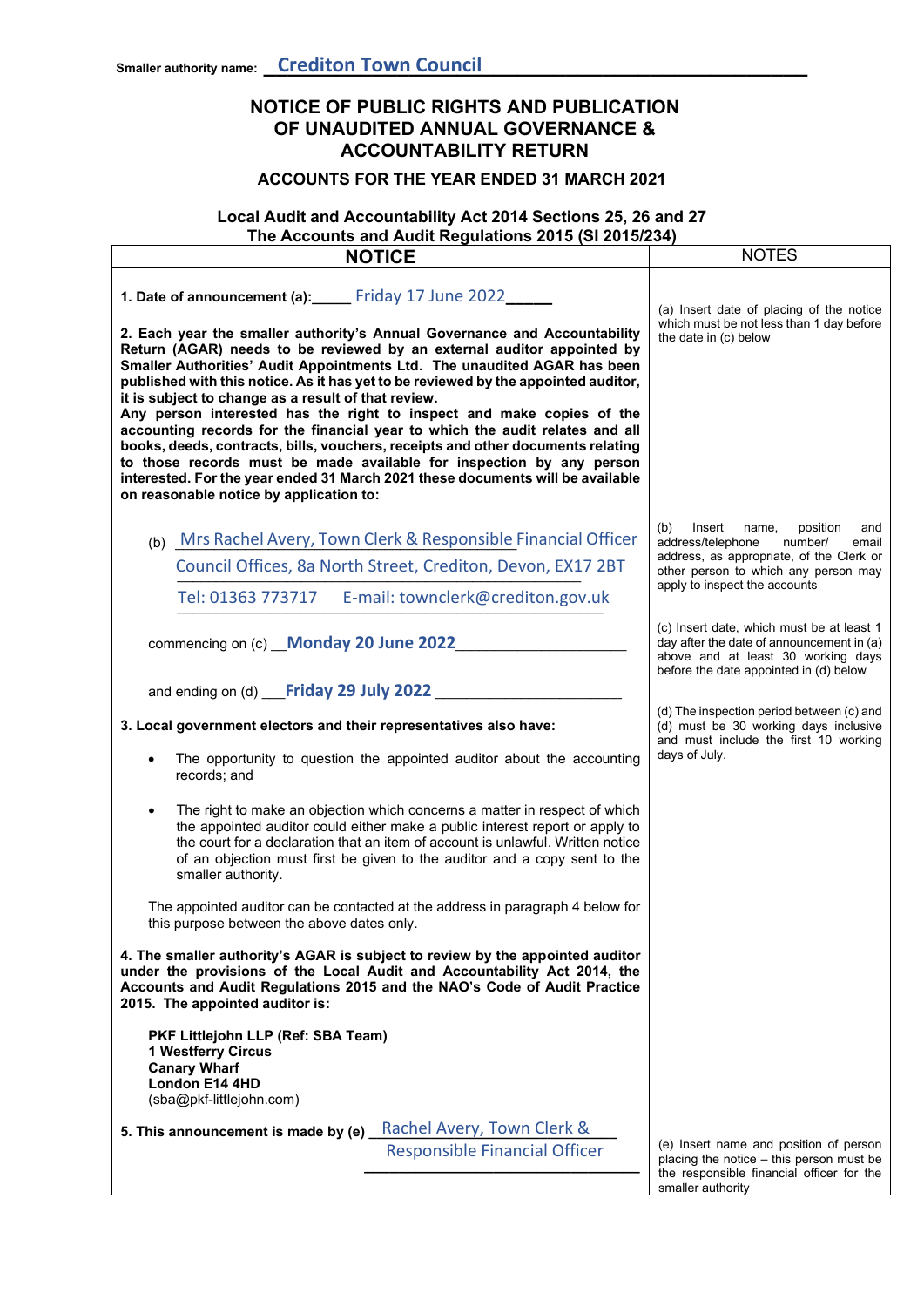Smaller authority name: Crediton Town Council

# NOTICE OF PUBLIC RIGHTS AND PUBLICATION OF UNAUDITED ANNUAL GOVERNANCE & ACCOUNTABILITY RETURN

## ACCOUNTS FOR THE YEAR ENDED 31 MARCH 2021

### Local Audit and Accountability Act 2014 Sections 25, 26 and 27
### The Accounts and Audit Regulations 2015 (SI 2015/234)

| NOTICE | NOTES |
|---|---|
| **1. Date of announcement (a):** Friday 17 June 2022 | (a) Insert date of placing of the notice which must be not less than 1 day before the date in (c) below |
| **2. Each year the smaller authority's Annual Governance and Accountability Return (AGAR) needs to be reviewed by an external auditor appointed by Smaller Authorities' Audit Appointments Ltd. The unaudited AGAR has been published with this notice. As it has yet to be reviewed by the appointed auditor, it is subject to change as a result of that review.** **Any person interested has the right to inspect and make copies of the accounting records for the financial year to which the audit relates and all books, deeds, contracts, bills, vouchers, receipts and other documents relating to those records must be made available for inspection by any person interested. For the year ended 31 March 2021 these documents will be available on reasonable notice by application to:** | |
| (b) Mrs Rachel Avery, Town Clerk & Responsible Financial Officer<br>Council Offices, 8a North Street, Crediton, Devon, EX17 2BT<br>Tel: 01363 773717 E-mail: townclerk@crediton.gov.uk | (b) Insert name, position and address/telephone number/ email address, as appropriate, of the Clerk or other person to which any person may apply to inspect the accounts |
| commencing on (c) **Monday 20 June 2022** | (c) Insert date, which must be at least 1 day after the date of announcement in (a) above and at least 30 working days before the date appointed in (d) below |
| and ending on (d) **Friday 29 July 2022** | (d) The inspection period between (c) and (d) must be 30 working days inclusive and must include the first 10 working days of July. |
| **3. Local government electors and their representatives also have:**<br>• The opportunity to question the appointed auditor about the accounting records; and<br>• The right to make an objection which concerns a matter in respect of which the appointed auditor could either make a public interest report or apply to the court for a declaration that an item of account is unlawful. Written notice of an objection must first be given to the auditor and a copy sent to the smaller authority.<br><br>The appointed auditor can be contacted at the address in paragraph 4 below for this purpose between the above dates only. | |
| **4. The smaller authority's AGAR is subject to review by the appointed auditor under the provisions of the Local Audit and Accountability Act 2014, the Accounts and Audit Regulations 2015 and the NAO's Code of Audit Practice 2015. The appointed auditor is:**<br><br>**PKF Littlejohn LLP (Ref: SBA Team)**<br>**1 Westferry Circus**<br>**Canary Wharf**<br>**London E14 4HD**<br>(sba@pkf-littlejohn.com) | |
| **5. This announcement is made by (e)** Rachel Avery, Town Clerk & Responsible Financial Officer | (e) Insert name and position of person placing the notice – this person must be the responsible financial officer for the smaller authority |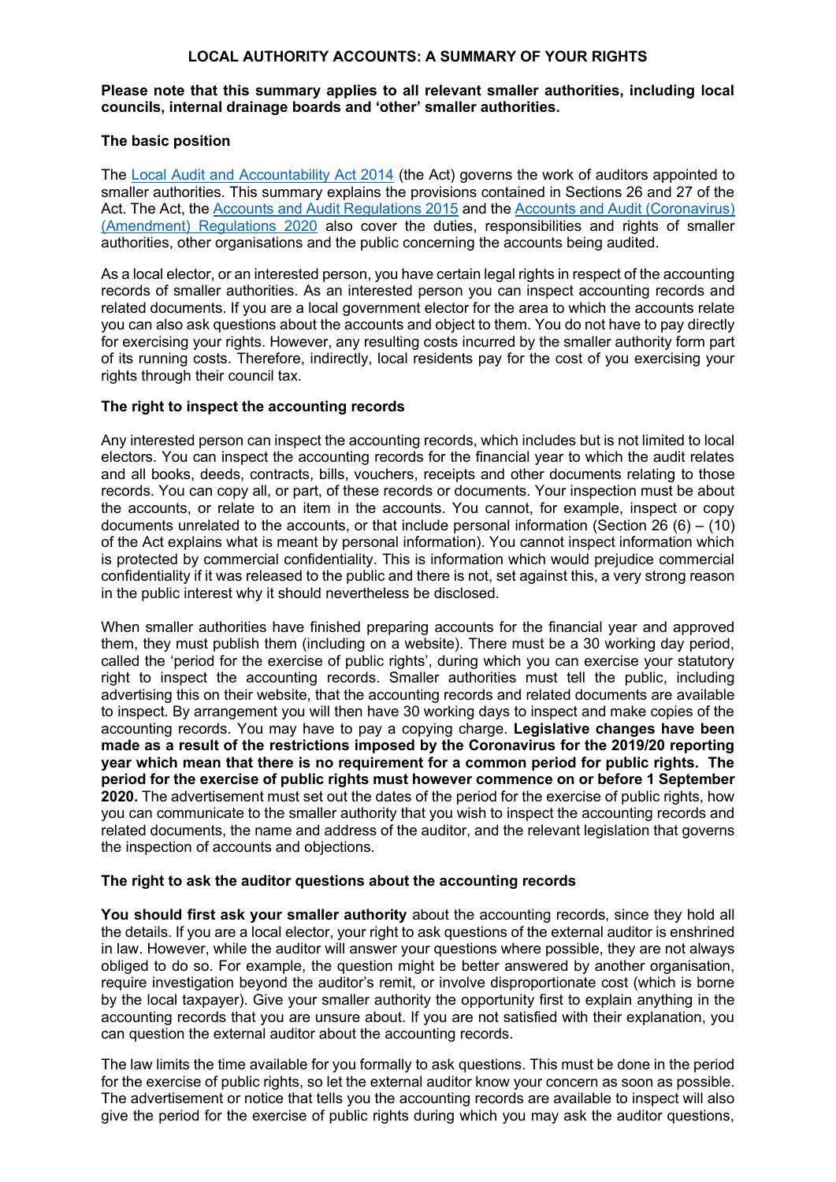### LOCAL AUTHORITY ACCOUNTS: A SUMMARY OF YOUR RIGHTS

**Please note that this summary applies to all relevant smaller authorities, including local councils, internal drainage boards and 'other' smaller authorities.**

#### The basic position

The Local Audit and Accountability Act 2014 (the Act) governs the work of auditors appointed to smaller authorities. This summary explains the provisions contained in Sections 26 and 27 of the Act. The Act, the Accounts and Audit Regulations 2015 and the Accounts and Audit (Coronavirus) (Amendment) Regulations 2020 also cover the duties, responsibilities and rights of smaller authorities, other organisations and the public concerning the accounts being audited.

As a local elector, or an interested person, you have certain legal rights in respect of the accounting records of smaller authorities. As an interested person you can inspect accounting records and related documents. If you are a local government elector for the area to which the accounts relate you can also ask questions about the accounts and object to them. You do not have to pay directly for exercising your rights. However, any resulting costs incurred by the smaller authority form part of its running costs. Therefore, indirectly, local residents pay for the cost of you exercising your rights through their council tax.

#### The right to inspect the accounting records

Any interested person can inspect the accounting records, which includes but is not limited to local electors. You can inspect the accounting records for the financial year to which the audit relates and all books, deeds, contracts, bills, vouchers, receipts and other documents relating to those records. You can copy all, or part, of these records or documents. Your inspection must be about the accounts, or relate to an item in the accounts. You cannot, for example, inspect or copy documents unrelated to the accounts, or that include personal information (Section 26 (6) – (10) of the Act explains what is meant by personal information). You cannot inspect information which is protected by commercial confidentiality. This is information which would prejudice commercial confidentiality if it was released to the public and there is not, set against this, a very strong reason in the public interest why it should nevertheless be disclosed.

When smaller authorities have finished preparing accounts for the financial year and approved them, they must publish them (including on a website). There must be a 30 working day period, called the 'period for the exercise of public rights', during which you can exercise your statutory right to inspect the accounting records. Smaller authorities must tell the public, including advertising this on their website, that the accounting records and related documents are available to inspect. By arrangement you will then have 30 working days to inspect and make copies of the accounting records. You may have to pay a copying charge. **Legislative changes have been made as a result of the restrictions imposed by the Coronavirus for the 2019/20 reporting year which mean that there is no requirement for a common period for public rights. The period for the exercise of public rights must however commence on or before 1 September 2020.** The advertisement must set out the dates of the period for the exercise of public rights, how you can communicate to the smaller authority that you wish to inspect the accounting records and related documents, the name and address of the auditor, and the relevant legislation that governs the inspection of accounts and objections.

#### The right to ask the auditor questions about the accounting records

**You should first ask your smaller authority** about the accounting records, since they hold all the details. If you are a local elector, your right to ask questions of the external auditor is enshrined in law. However, while the auditor will answer your questions where possible, they are not always obliged to do so. For example, the question might be better answered by another organisation, require investigation beyond the auditor's remit, or involve disproportionate cost (which is borne by the local taxpayer). Give your smaller authority the opportunity first to explain anything in the accounting records that you are unsure about. If you are not satisfied with their explanation, you can question the external auditor about the accounting records.

The law limits the time available for you formally to ask questions. This must be done in the period for the exercise of public rights, so let the external auditor know your concern as soon as possible. The advertisement or notice that tells you the accounting records are available to inspect will also give the period for the exercise of public rights during which you may ask the auditor questions,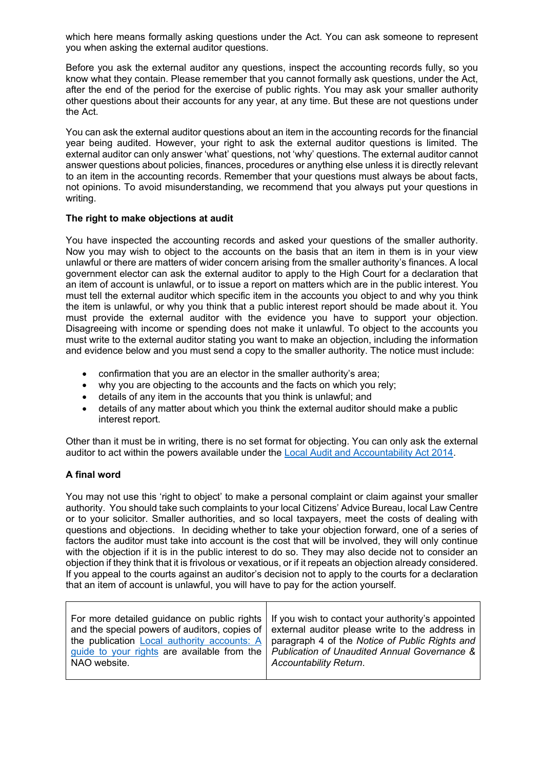which here means formally asking questions under the Act. You can ask someone to represent you when asking the external auditor questions.

Before you ask the external auditor any questions, inspect the accounting records fully, so you know what they contain. Please remember that you cannot formally ask questions, under the Act, after the end of the period for the exercise of public rights. You may ask your smaller authority other questions about their accounts for any year, at any time. But these are not questions under the Act.

You can ask the external auditor questions about an item in the accounting records for the financial year being audited. However, your right to ask the external auditor questions is limited. The external auditor can only answer 'what' questions, not 'why' questions. The external auditor cannot answer questions about policies, finances, procedures or anything else unless it is directly relevant to an item in the accounting records. Remember that your questions must always be about facts, not opinions. To avoid misunderstanding, we recommend that you always put your questions in writing.

**The right to make objections at audit**

You have inspected the accounting records and asked your questions of the smaller authority. Now you may wish to object to the accounts on the basis that an item in them is in your view unlawful or there are matters of wider concern arising from the smaller authority's finances. A local government elector can ask the external auditor to apply to the High Court for a declaration that an item of account is unlawful, or to issue a report on matters which are in the public interest. You must tell the external auditor which specific item in the accounts you object to and why you think the item is unlawful, or why you think that a public interest report should be made about it. You must provide the external auditor with the evidence you have to support your objection. Disagreeing with income or spending does not make it unlawful. To object to the accounts you must write to the external auditor stating you want to make an objection, including the information and evidence below and you must send a copy to the smaller authority. The notice must include:

- confirmation that you are an elector in the smaller authority's area;
- why you are objecting to the accounts and the facts on which you rely;
- details of any item in the accounts that you think is unlawful; and
- details of any matter about which you think the external auditor should make a public interest report.

Other than it must be in writing, there is no set format for objecting. You can only ask the external auditor to act within the powers available under the Local Audit and Accountability Act 2014.

**A final word**

You may not use this 'right to object' to make a personal complaint or claim against your smaller authority. You should take such complaints to your local Citizens' Advice Bureau, local Law Centre or to your solicitor. Smaller authorities, and so local taxpayers, meet the costs of dealing with questions and objections. In deciding whether to take your objection forward, one of a series of factors the auditor must take into account is the cost that will be involved, they will only continue with the objection if it is in the public interest to do so. They may also decide not to consider an objection if they think that it is frivolous or vexatious, or if it repeats an objection already considered. If you appeal to the courts against an auditor's decision not to apply to the courts for a declaration that an item of account is unlawful, you will have to pay for the action yourself.

| | |
|---|---|
| For more detailed guidance on public rights and the special powers of auditors, copies of the publication Local authority accounts: A guide to your rights are available from the NAO website. | If you wish to contact your authority's appointed external auditor please write to the address in paragraph 4 of the *Notice of Public Rights and Publication of Unaudited Annual Governance & Accountability Return*. |